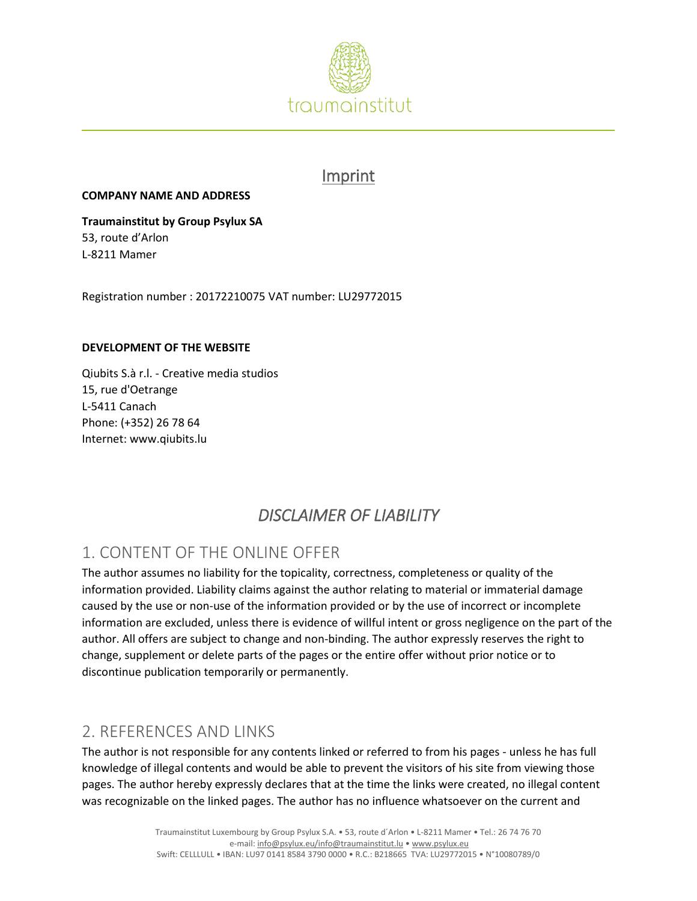# Imprint

**COMPANY NAME AND ADDRESS**

**Traumainstitut by Group Psylux SA**
53, route d'Arlon
L-8211 Mamer

Registration number : 20172210075 VAT number: LU29772015

**DEVELOPMENT OF THE WEBSITE**

Qiubits S.à r.l. - Creative media studios
15, rue d'Oetrange
L-5411 Canach
Phone: (+352) 26 78 64
Internet: www.qiubits.lu

## *DISCLAIMER OF LIABILITY*

### 1. CONTENT OF THE ONLINE OFFER

The author assumes no liability for the topicality, correctness, completeness or quality of the information provided. Liability claims against the author relating to material or immaterial damage caused by the use or non-use of the information provided or by the use of incorrect or incomplete information are excluded, unless there is evidence of willful intent or gross negligence on the part of the author. All offers are subject to change and non-binding. The author expressly reserves the right to change, supplement or delete parts of the pages or the entire offer without prior notice or to discontinue publication temporarily or permanently.

### 2. REFERENCES AND LINKS

The author is not responsible for any contents linked or referred to from his pages - unless he has full knowledge of illegal contents and would be able to prevent the visitors of his site from viewing those pages. The author hereby expressly declares that at the time the links were created, no illegal content was recognizable on the linked pages. The author has no influence whatsoever on the current and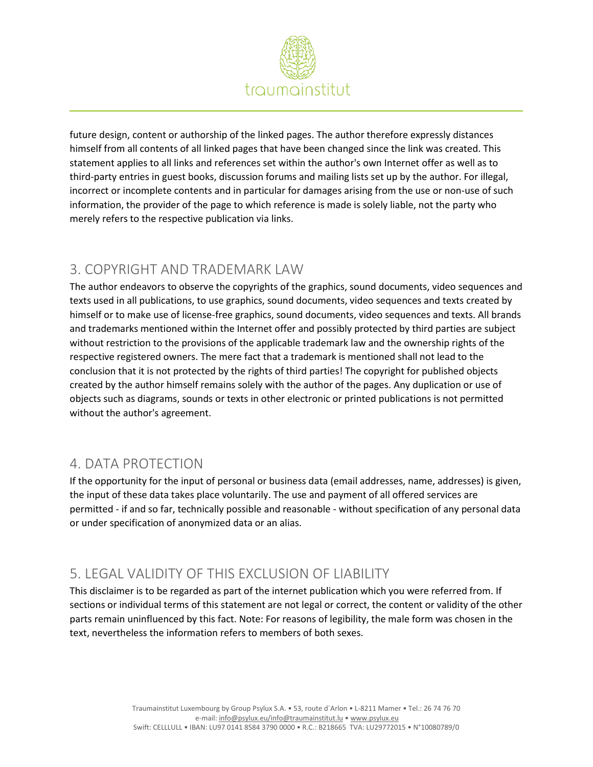future design, content or authorship of the linked pages. The author therefore expressly distances himself from all contents of all linked pages that have been changed since the link was created. This statement applies to all links and references set within the author's own Internet offer as well as to third-party entries in guest books, discussion forums and mailing lists set up by the author. For illegal, incorrect or incomplete contents and in particular for damages arising from the use or non-use of such information, the provider of the page to which reference is made is solely liable, not the party who merely refers to the respective publication via links.

## 3. COPYRIGHT AND TRADEMARK LAW

The author endeavors to observe the copyrights of the graphics, sound documents, video sequences and texts used in all publications, to use graphics, sound documents, video sequences and texts created by himself or to make use of license-free graphics, sound documents, video sequences and texts. All brands and trademarks mentioned within the Internet offer and possibly protected by third parties are subject without restriction to the provisions of the applicable trademark law and the ownership rights of the respective registered owners. The mere fact that a trademark is mentioned shall not lead to the conclusion that it is not protected by the rights of third parties! The copyright for published objects created by the author himself remains solely with the author of the pages. Any duplication or use of objects such as diagrams, sounds or texts in other electronic or printed publications is not permitted without the author's agreement.

## 4. DATA PROTECTION

If the opportunity for the input of personal or business data (email addresses, name, addresses) is given, the input of these data takes place voluntarily. The use and payment of all offered services are permitted - if and so far, technically possible and reasonable - without specification of any personal data or under specification of anonymized data or an alias.

## 5. LEGAL VALIDITY OF THIS EXCLUSION OF LIABILITY

This disclaimer is to be regarded as part of the internet publication which you were referred from. If sections or individual terms of this statement are not legal or correct, the content or validity of the other parts remain uninfluenced by this fact. Note: For reasons of legibility, the male form was chosen in the text, nevertheless the information refers to members of both sexes.